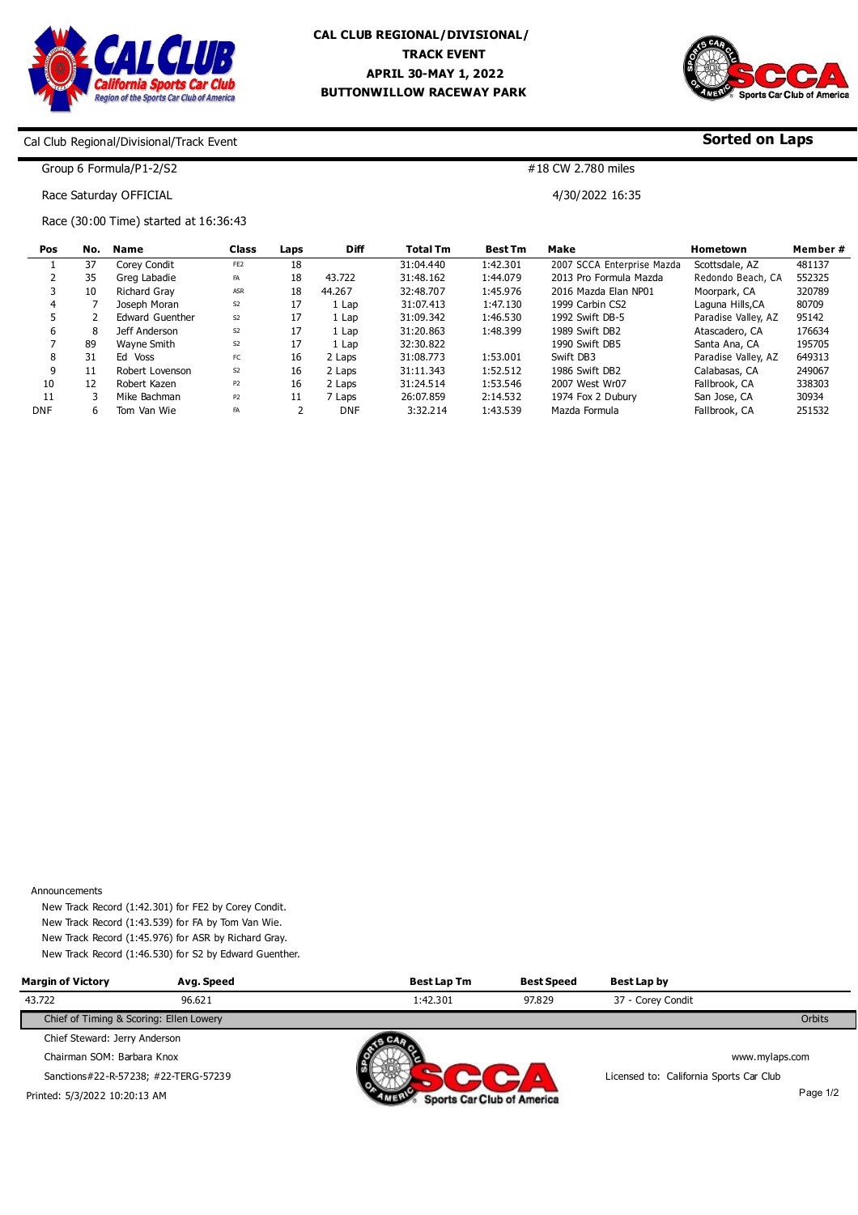# CAL CLUB REGIONAL/DIVISIONAL/ TRACK EVENT
## APRIL 30-MAY 1, 2022
## BUTTONWILLOW RACEWAY PARK

Cal Club Regional/Divisional/Track Event

**Sorted on Laps**

Group 6 Formula/P1-2/S2 — #18 CW 2.780 miles

Race Saturday OFFICIAL — 4/30/2022 16:35

Race (30:00 Time) started at 16:36:43

| Pos | No. | Name | Class | Laps | Diff | Total Tm | Best Tm | Make | Hometown | Member # |
|---|---|---|---|---|---|---|---|---|---|---|
| 1 | 37 | Corey Condit | FE2 | 18 | | 31:04.440 | 1:42.301 | 2007 SCCA Enterprise Mazda | Scottsdale, AZ | 481137 |
| 2 | 35 | Greg Labadie | FA | 18 | 43.722 | 31:48.162 | 1:44.079 | 2013 Pro Formula Mazda | Redondo Beach, CA | 552325 |
| 3 | 10 | Richard Gray | ASR | 18 | 44.267 | 32:48.707 | 1:45.976 | 2016 Mazda Elan NP01 | Moorpark, CA | 320789 |
| 4 | 7 | Joseph Moran | S2 | 17 | 1 Lap | 31:07.413 | 1:47.130 | 1999 Carbin CS2 | Laguna Hills,CA | 80709 |
| 5 | 2 | Edward Guenther | S2 | 17 | 1 Lap | 31:09.342 | 1:46.530 | 1992 Swift DB-5 | Paradise Valley, AZ | 95142 |
| 6 | 8 | Jeff Anderson | S2 | 17 | 1 Lap | 31:20.863 | 1:48.399 | 1989 Swift DB2 | Atascadero, CA | 176634 |
| 7 | 89 | Wayne Smith | S2 | 17 | 1 Lap | 32:30.822 | | 1990 Swift DB5 | Santa Ana, CA | 195705 |
| 8 | 31 | Ed Voss | FC | 16 | 2 Laps | 31:08.773 | 1:53.001 | Swift DB3 | Paradise Valley, AZ | 649313 |
| 9 | 11 | Robert Lovenson | S2 | 16 | 2 Laps | 31:11.343 | 1:52.512 | 1986 Swift DB2 | Calabasas, CA | 249067 |
| 10 | 12 | Robert Kazen | P2 | 16 | 2 Laps | 31:24.514 | 1:53.546 | 2007 West Wr07 | Fallbrook, CA | 338303 |
| 11 | 3 | Mike Bachman | P2 | 11 | 7 Laps | 26:07.859 | 2:14.532 | 1974 Fox 2 Dubury | San Jose, CA | 30934 |
| DNF | 6 | Tom Van Wie | FA | 2 | DNF | 3:32.214 | 1:43.539 | Mazda Formula | Fallbrook, CA | 251532 |

Announcements

New Track Record (1:42.301) for FE2 by Corey Condit.
New Track Record (1:43.539) for FA by Tom Van Wie.
New Track Record (1:45.976) for ASR by Richard Gray.
New Track Record (1:46.530) for S2 by Edward Guenther.

| Margin of Victory | Avg. Speed | Best Lap Tm | Best Speed | Best Lap by |
|---|---|---|---|---|
| 43.722 | 96.621 | 1:42.301 | 97.829 | 37 - Corey Condit |

Chief of Timing & Scoring: Ellen Lowery — Orbits

Chief Steward: Jerry Anderson

Chairman SOM: Barbara Knox — www.mylaps.com

Sanctions#22-R-57238; #22-TERG-57239 — Licensed to: California Sports Car Club

Printed: 5/3/2022 10:20:13 AM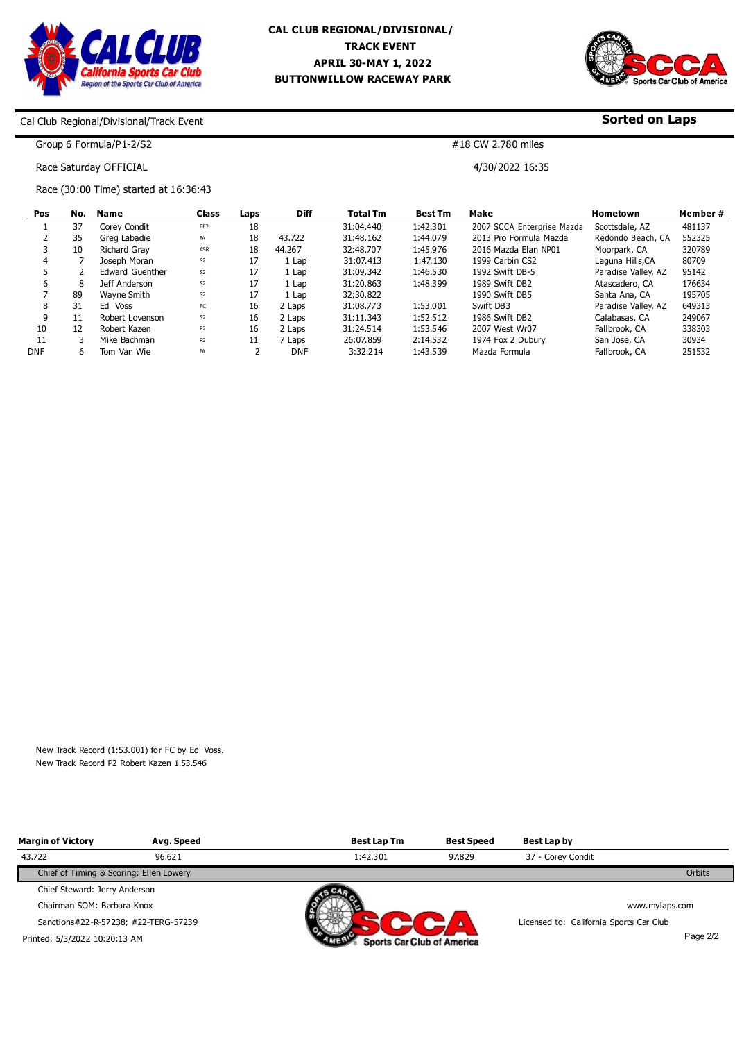# CAL CLUB REGIONAL/DIVISIONAL/ TRACK EVENT

**APRIL 30-MAY 1, 2022**

**BUTTONWILLOW RACEWAY PARK**

Cal Club Regional/Divisional/Track Event

**Sorted on Laps**

Group 6 Formula/P1-2/S2 — #18 CW 2.780 miles

Race Saturday OFFICIAL — 4/30/2022 16:35

Race (30:00 Time) started at 16:36:43

| Pos | No. | Name | Class | Laps | Diff | Total Tm | Best Tm | Make | Hometown | Member # |
|---|---|---|---|---|---|---|---|---|---|---|
| 1 | 37 | Corey Condit | FE2 | 18 | | 31:04.440 | 1:42.301 | 2007 SCCA Enterprise Mazda | Scottsdale, AZ | 481137 |
| 2 | 35 | Greg Labadie | FA | 18 | 43.722 | 31:48.162 | 1:44.079 | 2013 Pro Formula Mazda | Redondo Beach, CA | 552325 |
| 3 | 10 | Richard Gray | ASR | 18 | 44.267 | 32:48.707 | 1:45.976 | 2016 Mazda Elan NP01 | Moorpark, CA | 320789 |
| 4 | 7 | Joseph Moran | S2 | 17 | 1 Lap | 31:07.413 | 1:47.130 | 1999 Carbin CS2 | Laguna Hills,CA | 80709 |
| 5 | 2 | Edward Guenther | S2 | 17 | 1 Lap | 31:09.342 | 1:46.530 | 1992 Swift DB-5 | Paradise Valley, AZ | 95142 |
| 6 | 8 | Jeff Anderson | S2 | 17 | 1 Lap | 31:20.863 | 1:48.399 | 1989 Swift DB2 | Atascadero, CA | 176634 |
| 7 | 89 | Wayne Smith | S2 | 17 | 1 Lap | 32:30.822 | | 1990 Swift DB5 | Santa Ana, CA | 195705 |
| 8 | 31 | Ed Voss | FC | 16 | 2 Laps | 31:08.773 | 1:53.001 | Swift DB3 | Paradise Valley, AZ | 649313 |
| 9 | 11 | Robert Lovenson | S2 | 16 | 2 Laps | 31:11.343 | 1:52.512 | 1986 Swift DB2 | Calabasas, CA | 249067 |
| 10 | 12 | Robert Kazen | P2 | 16 | 2 Laps | 31:24.514 | 1:53.546 | 2007 West Wr07 | Fallbrook, CA | 338303 |
| 11 | 3 | Mike Bachman | P2 | 11 | 7 Laps | 26:07.859 | 2:14.532 | 1974 Fox 2 Dubury | San Jose, CA | 30934 |
| DNF | 6 | Tom Van Wie | FA | 2 | DNF | 3:32.214 | 1:43.539 | Mazda Formula | Fallbrook, CA | 251532 |

New Track Record (1:53.001) for FC by Ed Voss.
New Track Record P2 Robert Kazen 1.53.546

| Margin of Victory | Avg. Speed | Best Lap Tm | Best Speed | Best Lap by |
|---|---|---|---|---|
| 43.722 | 96.621 | 1:42.301 | 97.829 | 37 - Corey Condit |

Chief of Timing & Scoring: Ellen Lowery — Orbits

Chief Steward: Jerry Anderson

Chairman SOM: Barbara Knox

Sanctions#22-R-57238; #22-TERG-57239

Printed: 5/3/2022 10:20:13 AM

www.mylaps.com

Licensed to: California Sports Car Club